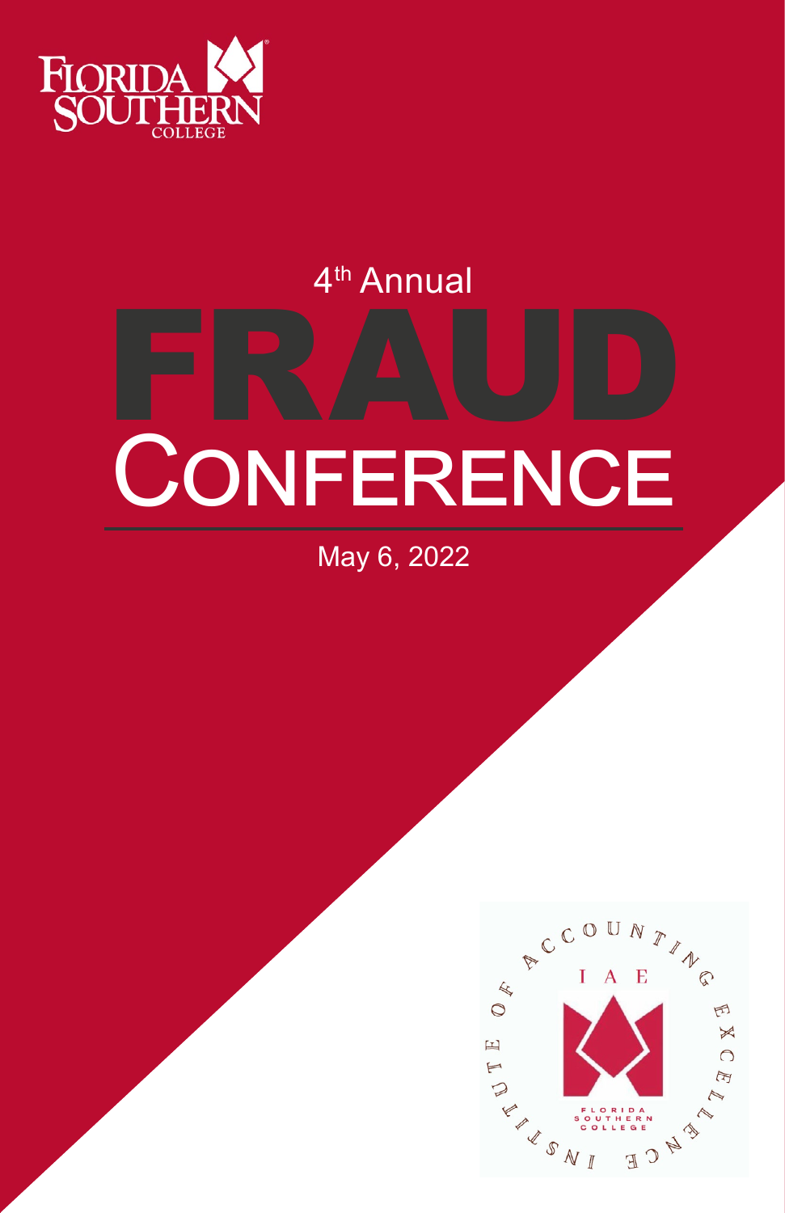FLORIDA SOUTHERN COLLEGE

# 4th Annual FRAUD CONFERENCE

May 6, 2022

INSTITUTE OF ACCOUNTING EXCELLENCE

IAE

FLORIDA SOUTHERN COLLEGE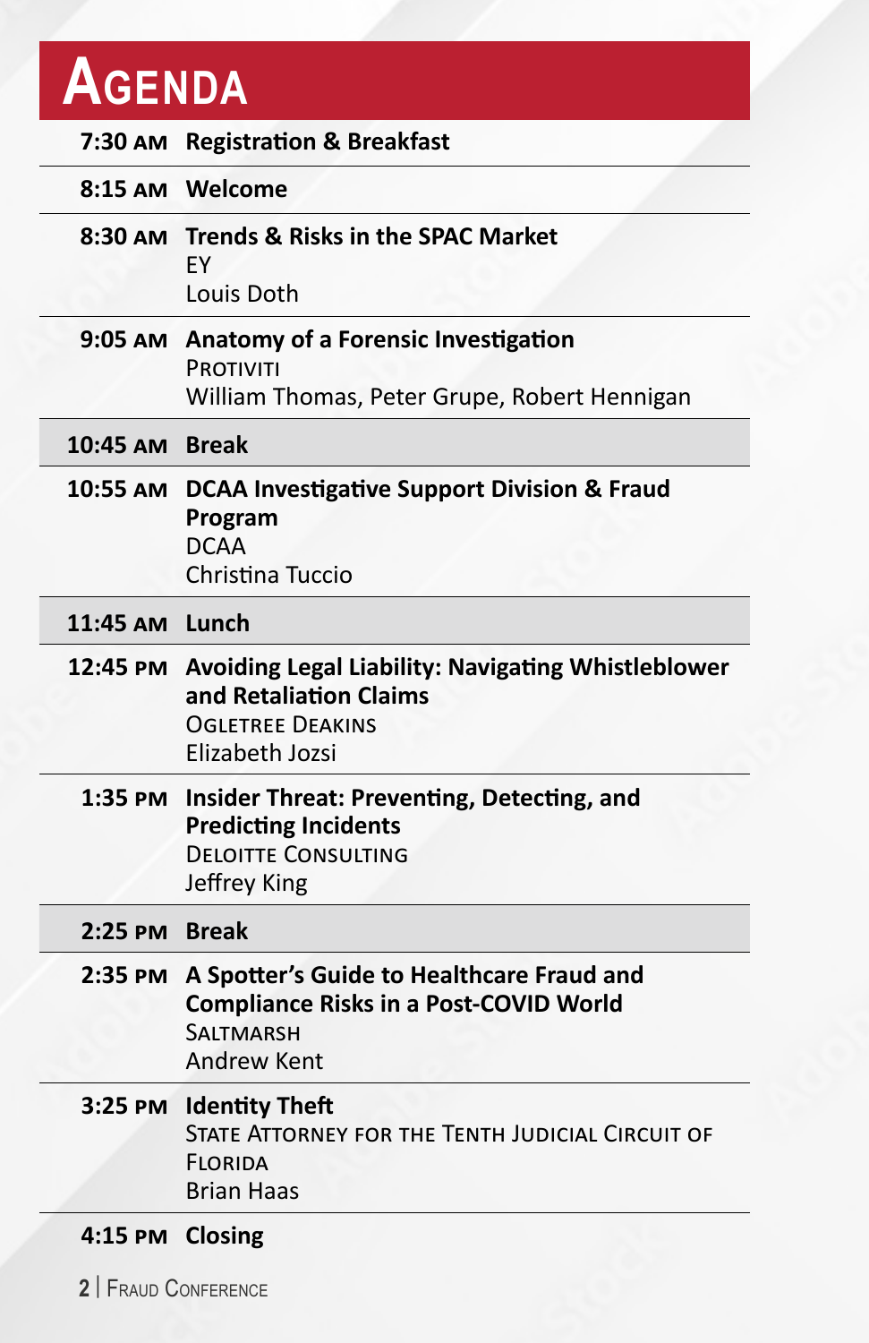# Agenda

| Time | Session |
| --- | --- |
| 7:30 AM | **Registration & Breakfast** |
| 8:15 AM | **Welcome** |
| 8:30 AM | **Trends & Risks in the SPAC Market**<br>EY<br>Louis Doth |
| 9:05 AM | **Anatomy of a Forensic Investigation**<br>Protiviti<br>William Thomas, Peter Grupe, Robert Hennigan |
| 10:45 AM | **Break** |
| 10:55 AM | **DCAA Investigative Support Division & Fraud Program**<br>DCAA<br>Christina Tuccio |
| 11:45 AM | **Lunch** |
| 12:45 PM | **Avoiding Legal Liability: Navigating Whistleblower and Retaliation Claims**<br>Ogletree Deakins<br>Elizabeth Jozsi |
| 1:35 PM | **Insider Threat: Preventing, Detecting, and Predicting Incidents**<br>Deloitte Consulting<br>Jeffrey King |
| 2:25 PM | **Break** |
| 2:35 PM | **A Spotter's Guide to Healthcare Fraud and Compliance Risks in a Post-COVID World**<br>Saltmarsh<br>Andrew Kent |
| 3:25 PM | **Identity Theft**<br>State Attorney for the Tenth Judicial Circuit of Florida<br>Brian Haas |
| 4:15 PM | **Closing** |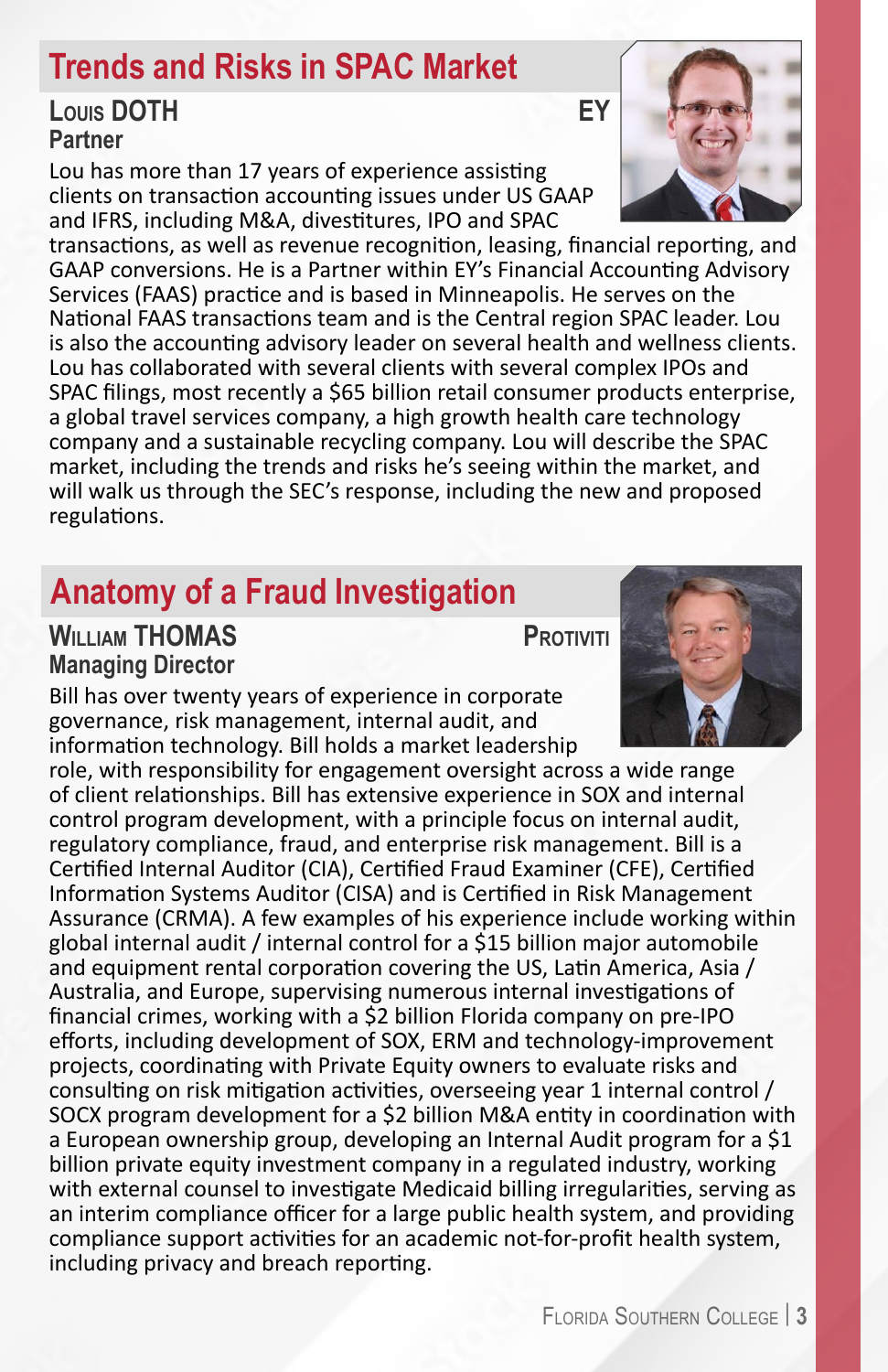## Trends and Risks in SPAC Market

**Louis DOTH** — **EY**
**Partner**

Lou has more than 17 years of experience assisting clients on transaction accounting issues under US GAAP and IFRS, including M&A, divestitures, IPO and SPAC transactions, as well as revenue recognition, leasing, financial reporting, and GAAP conversions. He is a Partner within EY's Financial Accounting Advisory Services (FAAS) practice and is based in Minneapolis. He serves on the National FAAS transactions team and is the Central region SPAC leader. Lou is also the accounting advisory leader on several health and wellness clients. Lou has collaborated with several clients with several complex IPOs and SPAC filings, most recently a $65 billion retail consumer products enterprise, a global travel services company, a high growth health care technology company and a sustainable recycling company. Lou will describe the SPAC market, including the trends and risks he's seeing within the market, and will walk us through the SEC's response, including the new and proposed regulations.

## Anatomy of a Fraud Investigation

**William THOMAS** — **Protiviti**
**Managing Director**

Bill has over twenty years of experience in corporate governance, risk management, internal audit, and information technology. Bill holds a market leadership role, with responsibility for engagement oversight across a wide range of client relationships. Bill has extensive experience in SOX and internal control program development, with a principle focus on internal audit, regulatory compliance, fraud, and enterprise risk management. Bill is a Certified Internal Auditor (CIA), Certified Fraud Examiner (CFE), Certified Information Systems Auditor (CISA) and is Certified in Risk Management Assurance (CRMA). A few examples of his experience include working within global internal audit / internal control for a $15 billion major automobile and equipment rental corporation covering the US, Latin America, Asia / Australia, and Europe, supervising numerous internal investigations of financial crimes, working with a $2 billion Florida company on pre-IPO efforts, including development of SOX, ERM and technology-improvement projects, coordinating with Private Equity owners to evaluate risks and consulting on risk mitigation activities, overseeing year 1 internal control / SOCX program development for a $2 billion M&A entity in coordination with a European ownership group, developing an Internal Audit program for a $1 billion private equity investment company in a regulated industry, working with external counsel to investigate Medicaid billing irregularities, serving as an interim compliance officer for a large public health system, and providing compliance support activities for an academic not-for-profit health system, including privacy and breach reporting.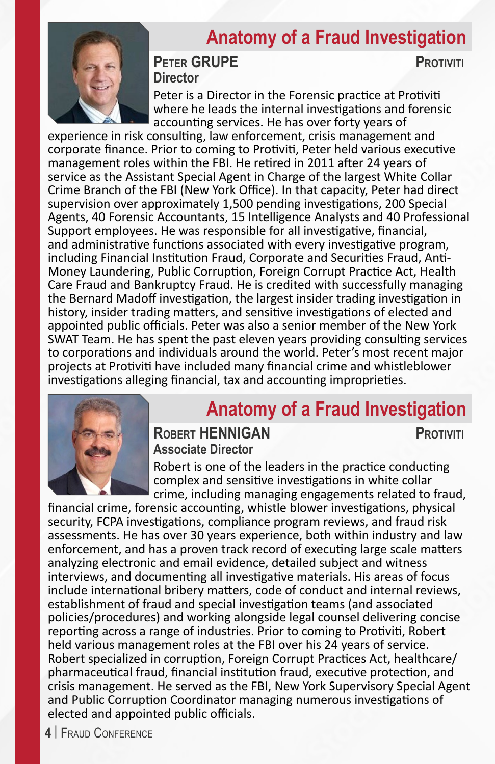## Anatomy of a Fraud Investigation

**Peter GRUPE** — **Protiviti**
**Director**

Peter is a Director in the Forensic practice at Protiviti where he leads the internal investigations and forensic accounting services. He has over forty years of experience in risk consulting, law enforcement, crisis management and corporate finance. Prior to coming to Protiviti, Peter held various executive management roles within the FBI. He retired in 2011 after 24 years of service as the Assistant Special Agent in Charge of the largest White Collar Crime Branch of the FBI (New York Office). In that capacity, Peter had direct supervision over approximately 1,500 pending investigations, 200 Special Agents, 40 Forensic Accountants, 15 Intelligence Analysts and 40 Professional Support employees. He was responsible for all investigative, financial, and administrative functions associated with every investigative program, including Financial Institution Fraud, Corporate and Securities Fraud, Anti-Money Laundering, Public Corruption, Foreign Corrupt Practice Act, Health Care Fraud and Bankruptcy Fraud. He is credited with successfully managing the Bernard Madoff investigation, the largest insider trading investigation in history, insider trading matters, and sensitive investigations of elected and appointed public officials. Peter was also a senior member of the New York SWAT Team. He has spent the past eleven years providing consulting services to corporations and individuals around the world. Peter's most recent major projects at Protiviti have included many financial crime and whistleblower investigations alleging financial, tax and accounting improprieties.

## Anatomy of a Fraud Investigation

**Robert HENNIGAN** — **Protiviti**
**Associate Director**

Robert is one of the leaders in the practice conducting complex and sensitive investigations in white collar crime, including managing engagements related to fraud, financial crime, forensic accounting, whistle blower investigations, physical security, FCPA investigations, compliance program reviews, and fraud risk assessments. He has over 30 years experience, both within industry and law enforcement, and has a proven track record of executing large scale matters analyzing electronic and email evidence, detailed subject and witness interviews, and documenting all investigative materials. His areas of focus include international bribery matters, code of conduct and internal reviews, establishment of fraud and special investigation teams (and associated policies/procedures) and working alongside legal counsel delivering concise reporting across a range of industries. Prior to coming to Protiviti, Robert held various management roles at the FBI over his 24 years of service. Robert specialized in corruption, Foreign Corrupt Practices Act, healthcare/pharmaceutical fraud, financial institution fraud, executive protection, and crisis management. He served as the FBI, New York Supervisory Special Agent and Public Corruption Coordinator managing numerous investigations of elected and appointed public officials.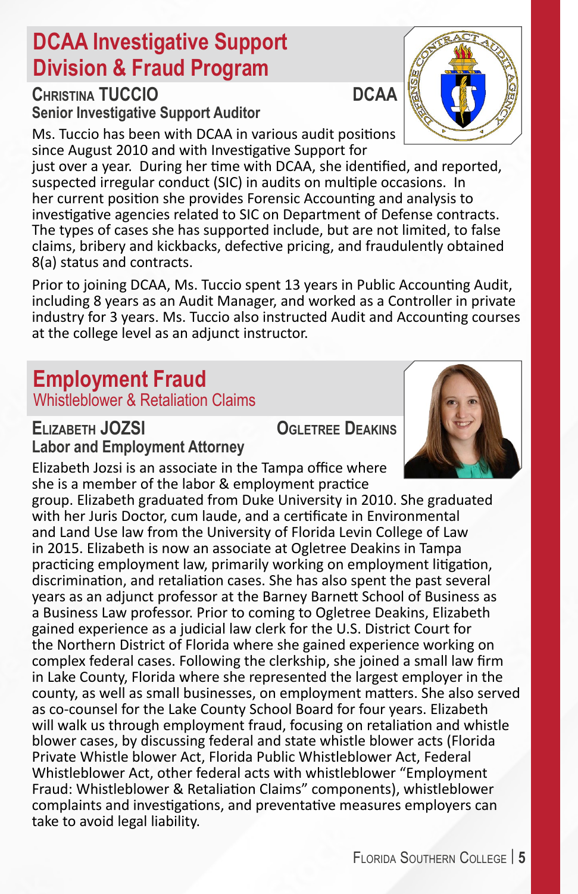## DCAA Investigative Support Division & Fraud Program

**Christina TUCCIO** — **DCAA**

**Senior Investigative Support Auditor**

Ms. Tuccio has been with DCAA in various audit positions since August 2010 and with Investigative Support for just over a year. During her time with DCAA, she identified, and reported, suspected irregular conduct (SIC) in audits on multiple occasions. In her current position she provides Forensic Accounting and analysis to investigative agencies related to SIC on Department of Defense contracts. The types of cases she has supported include, but are not limited, to false claims, bribery and kickbacks, defective pricing, and fraudulently obtained 8(a) status and contracts.

Prior to joining DCAA, Ms. Tuccio spent 13 years in Public Accounting Audit, including 8 years as an Audit Manager, and worked as a Controller in private industry for 3 years. Ms. Tuccio also instructed Audit and Accounting courses at the college level as an adjunct instructor.

## Employment Fraud

### Whistleblower & Retaliation Claims

**Elizabeth JOZSI** — **Ogletree Deakins**

**Labor and Employment Attorney**

Elizabeth Jozsi is an associate in the Tampa office where she is a member of the labor & employment practice group. Elizabeth graduated from Duke University in 2010. She graduated with her Juris Doctor, cum laude, and a certificate in Environmental and Land Use law from the University of Florida Levin College of Law in 2015. Elizabeth is now an associate at Ogletree Deakins in Tampa practicing employment law, primarily working on employment litigation, discrimination, and retaliation cases. She has also spent the past several years as an adjunct professor at the Barney Barnett School of Business as a Business Law professor. Prior to coming to Ogletree Deakins, Elizabeth gained experience as a judicial law clerk for the U.S. District Court for the Northern District of Florida where she gained experience working on complex federal cases. Following the clerkship, she joined a small law firm in Lake County, Florida where she represented the largest employer in the county, as well as small businesses, on employment matters. She also served as co-counsel for the Lake County School Board for four years. Elizabeth will walk us through employment fraud, focusing on retaliation and whistle blower cases, by discussing federal and state whistle blower acts (Florida Private Whistle blower Act, Florida Public Whistleblower Act, Federal Whistleblower Act, other federal acts with whistleblower "Employment Fraud: Whistleblower & Retaliation Claims" components), whistleblower complaints and investigations, and preventative measures employers can take to avoid legal liability.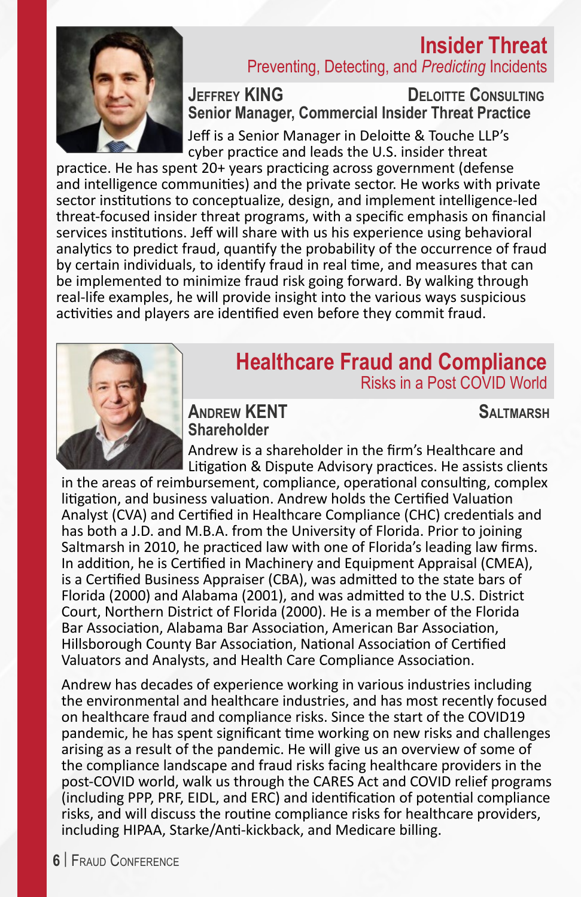## Insider Threat

Preventing, Detecting, and *Predicting* Incidents

**Jeffrey King** — **Deloitte Consulting**

**Senior Manager, Commercial Insider Threat Practice**

Jeff is a Senior Manager in Deloitte & Touche LLP's cyber practice and leads the U.S. insider threat practice. He has spent 20+ years practicing across government (defense and intelligence communities) and the private sector. He works with private sector institutions to conceptualize, design, and implement intelligence-led threat-focused insider threat programs, with a specific emphasis on financial services institutions. Jeff will share with us his experience using behavioral analytics to predict fraud, quantify the probability of the occurrence of fraud by certain individuals, to identify fraud in real time, and measures that can be implemented to minimize fraud risk going forward. By walking through real-life examples, he will provide insight into the various ways suspicious activities and players are identified even before they commit fraud.

## Healthcare Fraud and Compliance

Risks in a Post COVID World

**Andrew Kent** — **Saltmarsh**

**Shareholder**

Andrew is a shareholder in the firm's Healthcare and Litigation & Dispute Advisory practices. He assists clients in the areas of reimbursement, compliance, operational consulting, complex litigation, and business valuation. Andrew holds the Certified Valuation Analyst (CVA) and Certified in Healthcare Compliance (CHC) credentials and has both a J.D. and M.B.A. from the University of Florida. Prior to joining Saltmarsh in 2010, he practiced law with one of Florida's leading law firms. In addition, he is Certified in Machinery and Equipment Appraisal (CMEA), is a Certified Business Appraiser (CBA), was admitted to the state bars of Florida (2000) and Alabama (2001), and was admitted to the U.S. District Court, Northern District of Florida (2000). He is a member of the Florida Bar Association, Alabama Bar Association, American Bar Association, Hillsborough County Bar Association, National Association of Certified Valuators and Analysts, and Health Care Compliance Association.

Andrew has decades of experience working in various industries including the environmental and healthcare industries, and has most recently focused on healthcare fraud and compliance risks. Since the start of the COVID19 pandemic, he has spent significant time working on new risks and challenges arising as a result of the pandemic. He will give us an overview of some of the compliance landscape and fraud risks facing healthcare providers in the post-COVID world, walk us through the CARES Act and COVID relief programs (including PPP, PRF, EIDL, and ERC) and identification of potential compliance risks, and will discuss the routine compliance risks for healthcare providers, including HIPAA, Starke/Anti-kickback, and Medicare billing.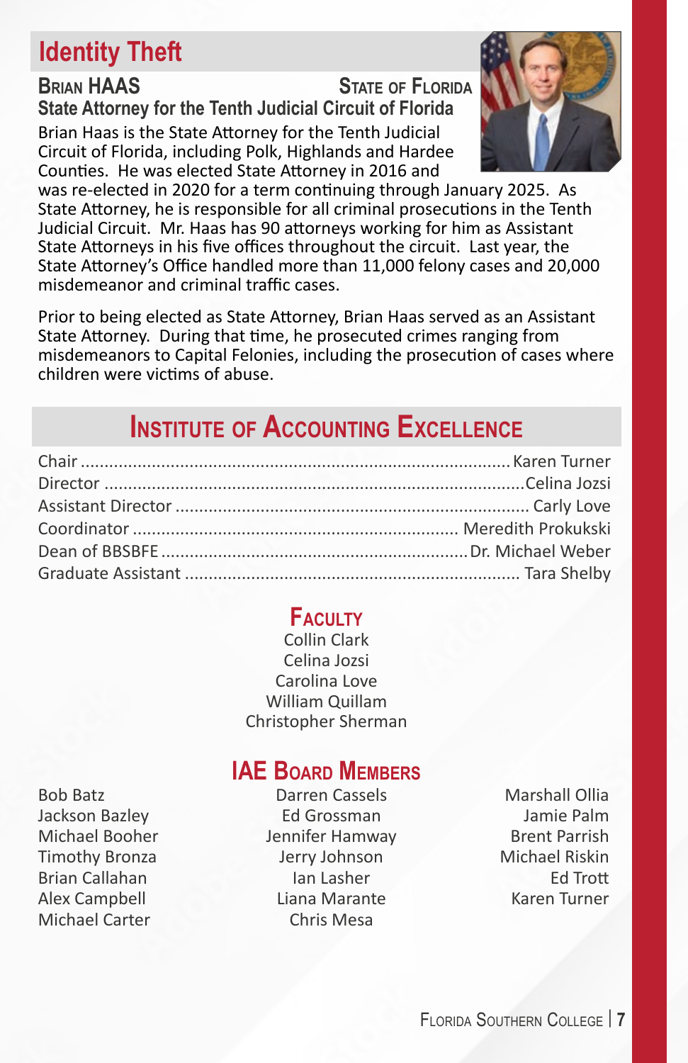## Identity Theft

**Brian HAAS** — **State of Florida**

**State Attorney for the Tenth Judicial Circuit of Florida**

Brian Haas is the State Attorney for the Tenth Judicial Circuit of Florida, including Polk, Highlands and Hardee Counties. He was elected State Attorney in 2016 and was re-elected in 2020 for a term continuing through January 2025. As State Attorney, he is responsible for all criminal prosecutions in the Tenth Judicial Circuit. Mr. Haas has 90 attorneys working for him as Assistant State Attorneys in his five offices throughout the circuit. Last year, the State Attorney's Office handled more than 11,000 felony cases and 20,000 misdemeanor and criminal traffic cases.

Prior to being elected as State Attorney, Brian Haas served as an Assistant State Attorney. During that time, he prosecuted crimes ranging from misdemeanors to Capital Felonies, including the prosecution of cases where children were victims of abuse.

## Institute of Accounting Excellence

| | |
|---|---|
| Chair | Karen Turner |
| Director | Celina Jozsi |
| Assistant Director | Carly Love |
| Coordinator | Meredith Prokukski |
| Dean of BBSBFE | Dr. Michael Weber |
| Graduate Assistant | Tara Shelby |

### Faculty

Collin Clark
Celina Jozsi
Carolina Love
William Quillam
Christopher Sherman

### IAE Board Members

Bob Batz
Jackson Bazley
Michael Booher
Timothy Bronza
Brian Callahan
Alex Campbell
Michael Carter
Darren Cassels
Ed Grossman
Jennifer Hamway
Jerry Johnson
Ian Lasher
Liana Marante
Chris Mesa
Marshall Ollia
Jamie Palm
Brent Parrish
Michael Riskin
Ed Trott
Karen Turner